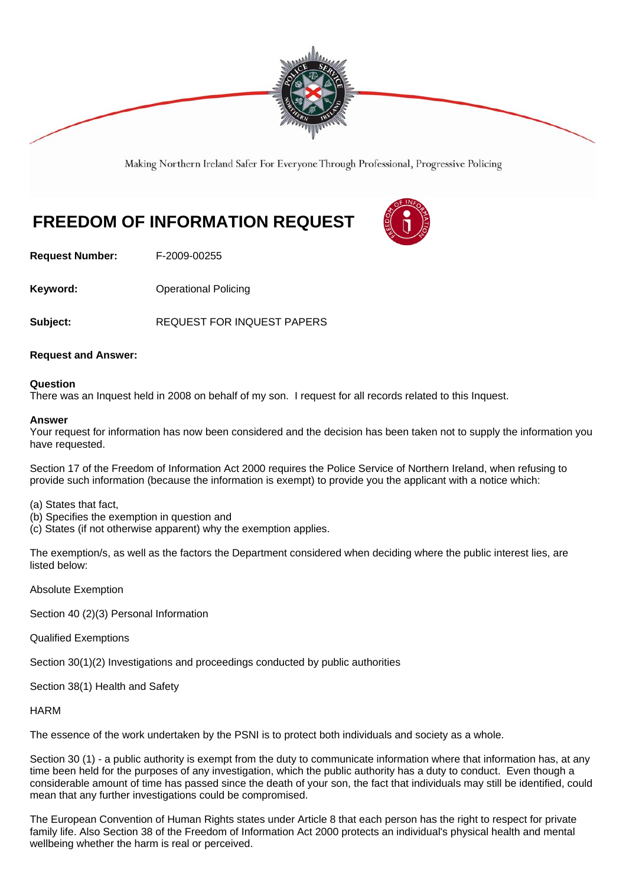Making Northern Ireland Safer For Everyone Through Professional, Progressive Policing

# FREEDOM OF INFORMATION REQUEST

**Request Number:** F-2009-00255

**Keyword:** Operational Policing

**Subject:** REQUEST FOR INQUEST PAPERS

**Request and Answer:**

**Question**
There was an Inquest held in 2008 on behalf of my son. I request for all records related to this Inquest.

**Answer**
Your request for information has now been considered and the decision has been taken not to supply the information you have requested.

Section 17 of the Freedom of Information Act 2000 requires the Police Service of Northern Ireland, when refusing to provide such information (because the information is exempt) to provide you the applicant with a notice which:

(a) States that fact,
(b) Specifies the exemption in question and
(c) States (if not otherwise apparent) why the exemption applies.

The exemption/s, as well as the factors the Department considered when deciding where the public interest lies, are listed below:

Absolute Exemption

Section 40 (2)(3) Personal Information

Qualified Exemptions

Section 30(1)(2) Investigations and proceedings conducted by public authorities

Section 38(1) Health and Safety

HARM

The essence of the work undertaken by the PSNI is to protect both individuals and society as a whole.

Section 30 (1) - a public authority is exempt from the duty to communicate information where that information has, at any time been held for the purposes of any investigation, which the public authority has a duty to conduct. Even though a considerable amount of time has passed since the death of your son, the fact that individuals may still be identified, could mean that any further investigations could be compromised.

The European Convention of Human Rights states under Article 8 that each person has the right to respect for private family life. Also Section 38 of the Freedom of Information Act 2000 protects an individual's physical health and mental wellbeing whether the harm is real or perceived.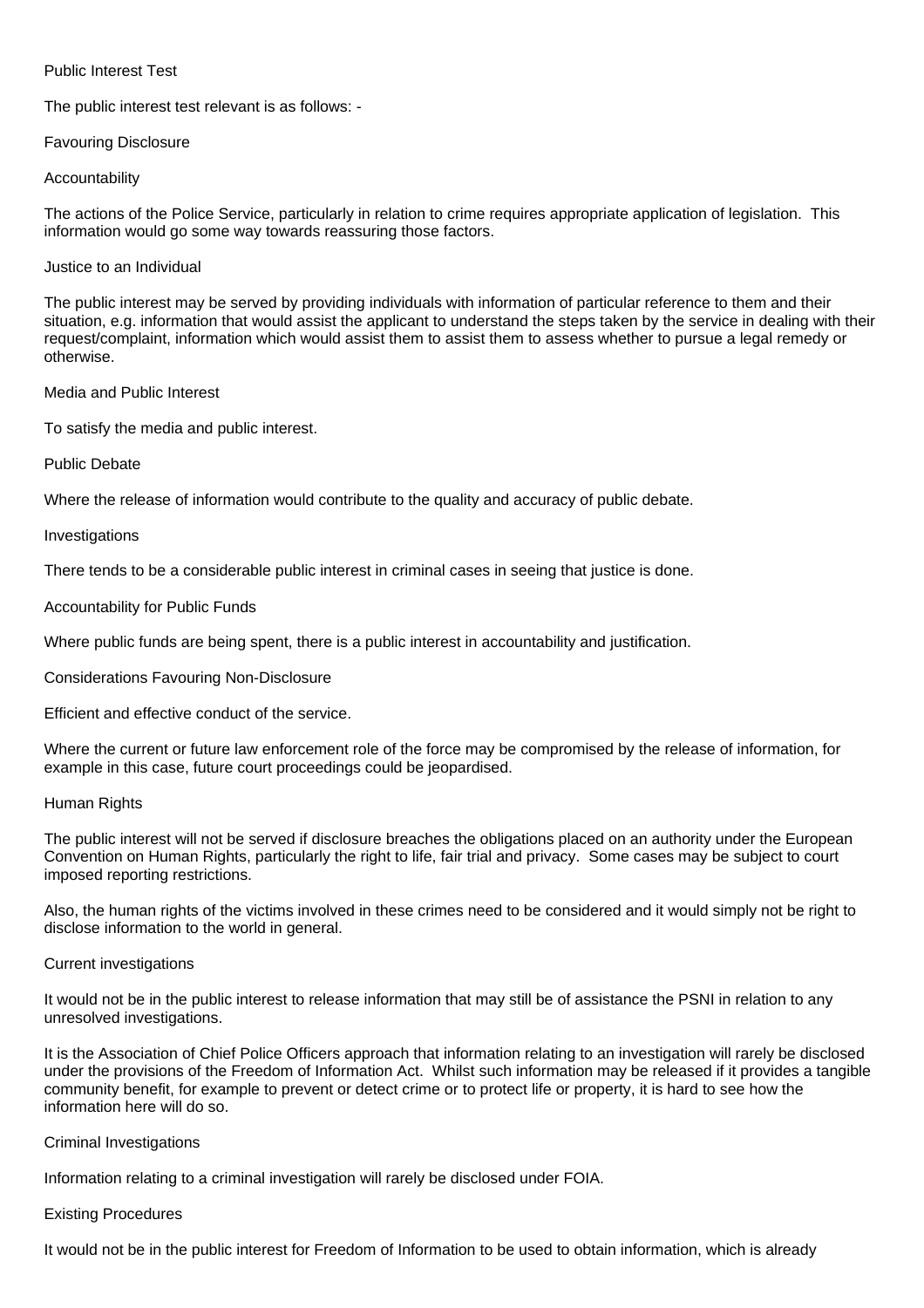Public Interest Test

The public interest test relevant is as follows: -

Favouring Disclosure

Accountability

The actions of the Police Service, particularly in relation to crime requires appropriate application of legislation. This information would go some way towards reassuring those factors.

Justice to an Individual

The public interest may be served by providing individuals with information of particular reference to them and their situation, e.g. information that would assist the applicant to understand the steps taken by the service in dealing with their request/complaint, information which would assist them to assist them to assess whether to pursue a legal remedy or otherwise.

Media and Public Interest

To satisfy the media and public interest.

Public Debate

Where the release of information would contribute to the quality and accuracy of public debate.

Investigations

There tends to be a considerable public interest in criminal cases in seeing that justice is done.

Accountability for Public Funds

Where public funds are being spent, there is a public interest in accountability and justification.

Considerations Favouring Non-Disclosure

Efficient and effective conduct of the service.

Where the current or future law enforcement role of the force may be compromised by the release of information, for example in this case, future court proceedings could be jeopardised.

Human Rights

The public interest will not be served if disclosure breaches the obligations placed on an authority under the European Convention on Human Rights, particularly the right to life, fair trial and privacy. Some cases may be subject to court imposed reporting restrictions.

Also, the human rights of the victims involved in these crimes need to be considered and it would simply not be right to disclose information to the world in general.

Current investigations

It would not be in the public interest to release information that may still be of assistance the PSNI in relation to any unresolved investigations.

It is the Association of Chief Police Officers approach that information relating to an investigation will rarely be disclosed under the provisions of the Freedom of Information Act. Whilst such information may be released if it provides a tangible community benefit, for example to prevent or detect crime or to protect life or property, it is hard to see how the information here will do so.

Criminal Investigations

Information relating to a criminal investigation will rarely be disclosed under FOIA.

Existing Procedures

It would not be in the public interest for Freedom of Information to be used to obtain information, which is already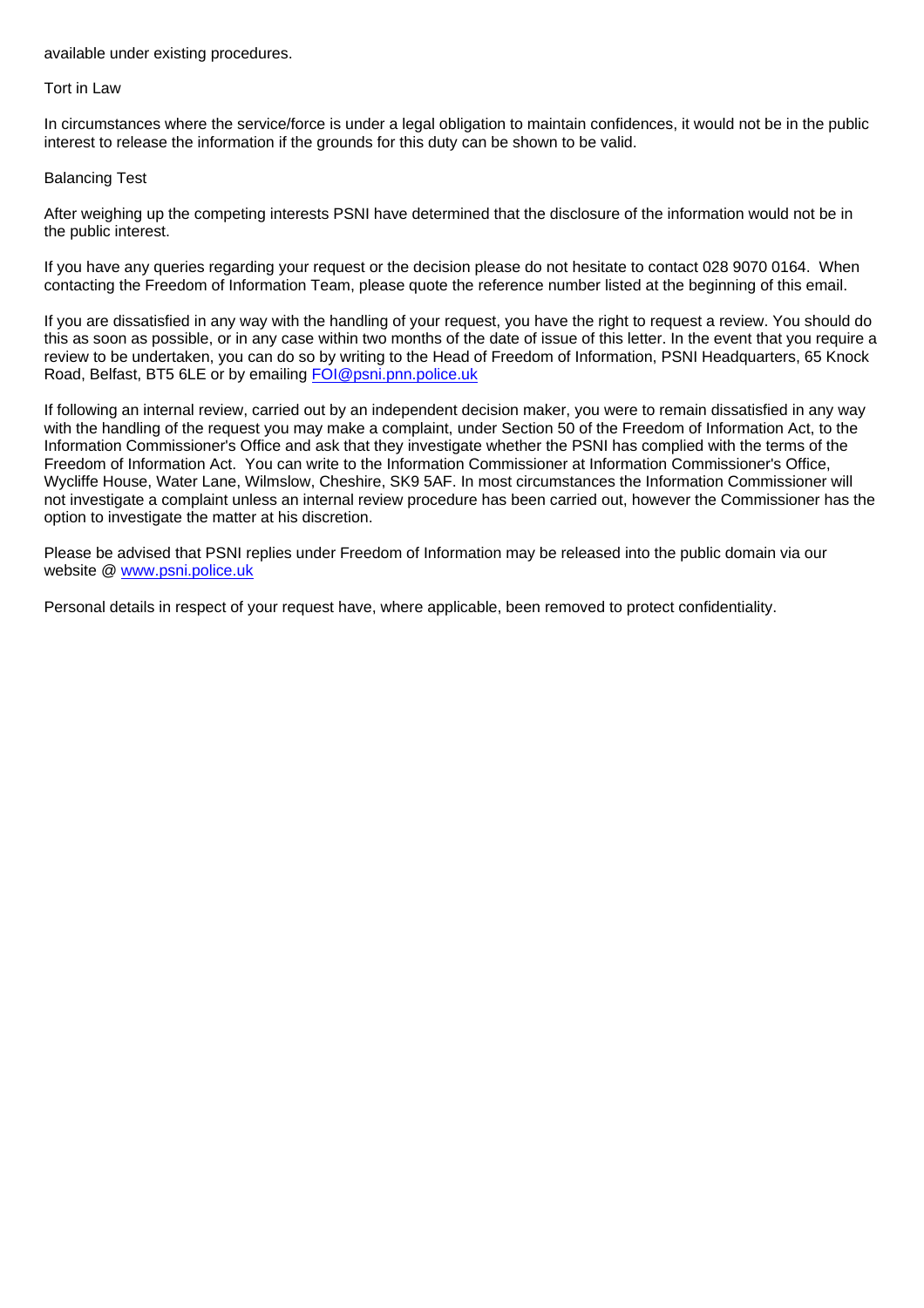available under existing procedures.

Tort in Law

In circumstances where the service/force is under a legal obligation to maintain confidences, it would not be in the public interest to release the information if the grounds for this duty can be shown to be valid.

Balancing Test

After weighing up the competing interests PSNI have determined that the disclosure of the information would not be in the public interest.

If you have any queries regarding your request or the decision please do not hesitate to contact 028 9070 0164. When contacting the Freedom of Information Team, please quote the reference number listed at the beginning of this email.

If you are dissatisfied in any way with the handling of your request, you have the right to request a review. You should do this as soon as possible, or in any case within two months of the date of issue of this letter. In the event that you require a review to be undertaken, you can do so by writing to the Head of Freedom of Information, PSNI Headquarters, 65 Knock Road, Belfast, BT5 6LE or by emailing FOI@psni.pnn.police.uk

If following an internal review, carried out by an independent decision maker, you were to remain dissatisfied in any way with the handling of the request you may make a complaint, under Section 50 of the Freedom of Information Act, to the Information Commissioner's Office and ask that they investigate whether the PSNI has complied with the terms of the Freedom of Information Act. You can write to the Information Commissioner at Information Commissioner's Office, Wycliffe House, Water Lane, Wilmslow, Cheshire, SK9 5AF. In most circumstances the Information Commissioner will not investigate a complaint unless an internal review procedure has been carried out, however the Commissioner has the option to investigate the matter at his discretion.

Please be advised that PSNI replies under Freedom of Information may be released into the public domain via our website @ www.psni.police.uk

Personal details in respect of your request have, where applicable, been removed to protect confidentiality.